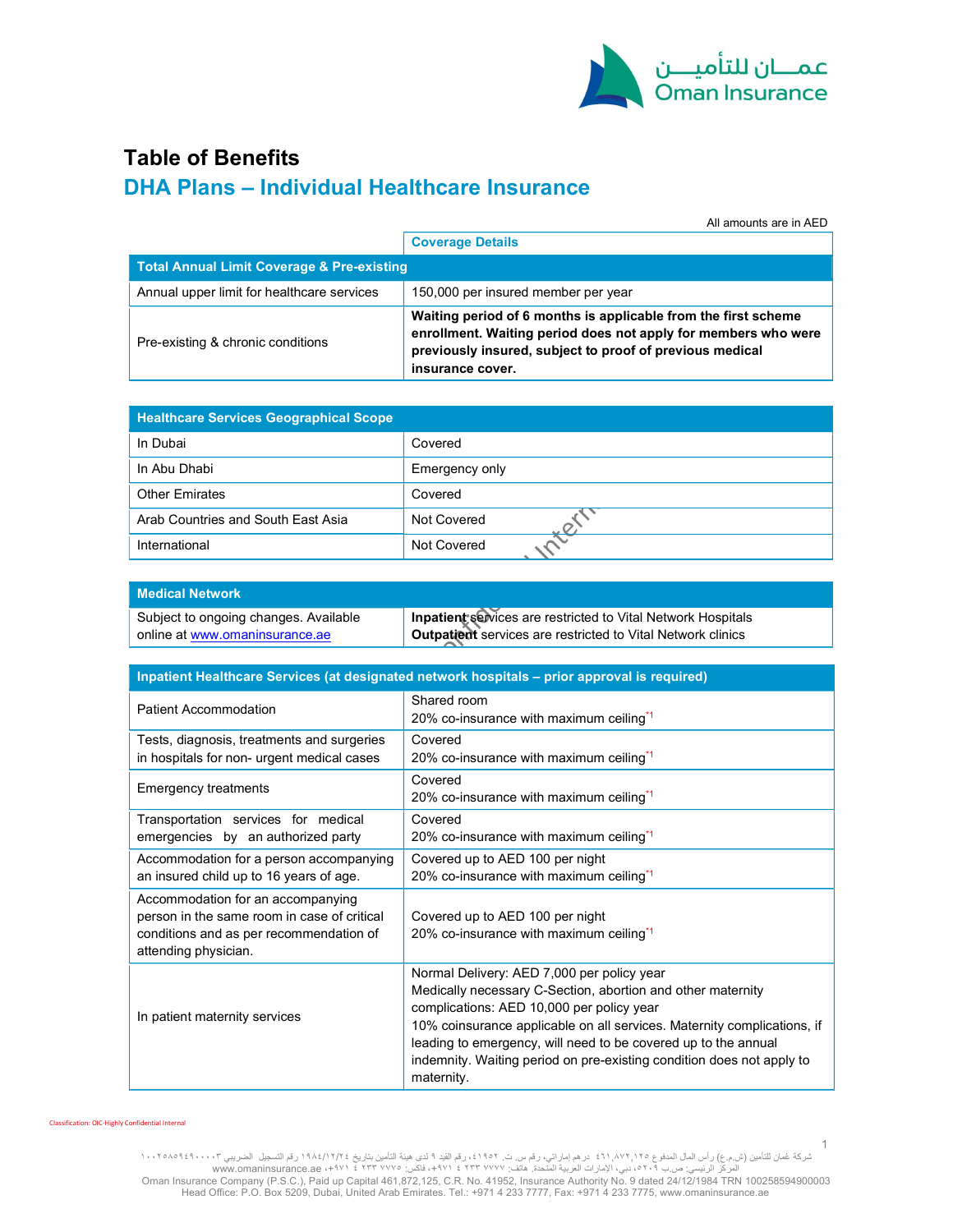# Table of Benefits

## DHA Plans – Individual Healthcare Insurance

All amounts are in AED

| | Coverage Details |
|---|---|
| **Total Annual Limit Coverage & Pre-existing** | |
| Annual upper limit for healthcare services | 150,000 per insured member per year |
| Pre-existing & chronic conditions | **Waiting period of 6 months is applicable from the first scheme enrollment. Waiting period does not apply for members who were previously insured, subject to proof of previous medical insurance cover.** |

| Healthcare Services Geographical Scope | |
|---|---|
| In Dubai | Covered |
| In Abu Dhabi | Emergency only |
| Other Emirates | Covered |
| Arab Countries and South East Asia | Not Covered |
| International | Not Covered |

| Medical Network | |
|---|---|
| Subject to ongoing changes. Available online at www.omaninsurance.ae | **Inpatient** services are restricted to Vital Network Hospitals<br>**Outpatient** services are restricted to Vital Network clinics |

| Inpatient Healthcare Services (at designated network hospitals – prior approval is required) | |
|---|---|
| Patient Accommodation | Shared room<br>20% co-insurance with maximum ceiling[*1] |
| Tests, diagnosis, treatments and surgeries in hospitals for non- urgent medical cases | Covered<br>20% co-insurance with maximum ceiling[*1] |
| Emergency treatments | Covered<br>20% co-insurance with maximum ceiling[*1] |
| Transportation services for medical emergencies by an authorized party | Covered<br>20% co-insurance with maximum ceiling[*1] |
| Accommodation for a person accompanying an insured child up to 16 years of age. | Covered up to AED 100 per night<br>20% co-insurance with maximum ceiling[*1] |
| Accommodation for an accompanying person in the same room in case of critical conditions and as per recommendation of attending physician. | Covered up to AED 100 per night<br>20% co-insurance with maximum ceiling[*1] |
| In patient maternity services | Normal Delivery: AED 7,000 per policy year<br>Medically necessary C-Section, abortion and other maternity complications: AED 10,000 per policy year<br>10% coinsurance applicable on all services. Maternity complications, if leading to emergency, will need to be covered up to the annual indemnity. Waiting period on pre-existing condition does not apply to maternity. |

Classification: OIC-Highly Confidential Internal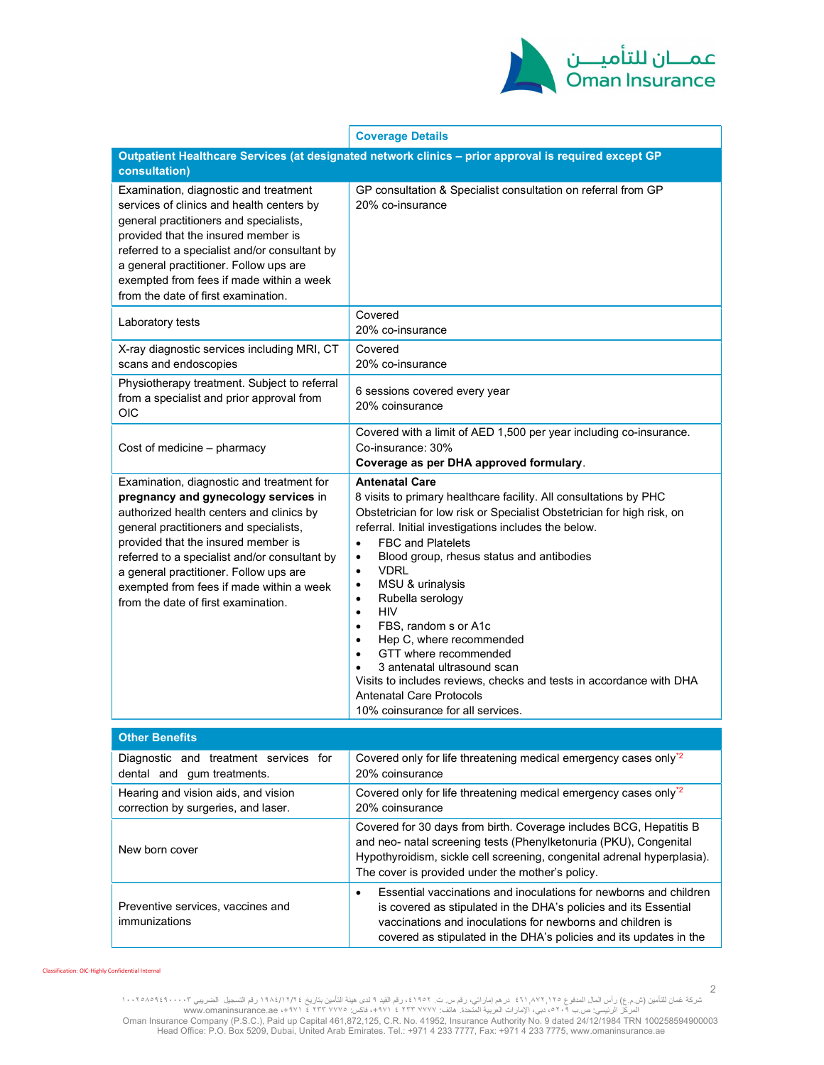| | Coverage Details |
|---|---|
| **Outpatient Healthcare Services (at designated network clinics – prior approval is required except GP consultation)** | |
| Examination, diagnostic and treatment services of clinics and health centers by general practitioners and specialists, provided that the insured member is referred to a specialist and/or consultant by a general practitioner. Follow ups are exempted from fees if made within a week from the date of first examination. | GP consultation & Specialist consultation on referral from GP<br>20% co-insurance |
| Laboratory tests | Covered<br>20% co-insurance |
| X-ray diagnostic services including MRI, CT scans and endoscopies | Covered<br>20% co-insurance |
| Physiotherapy treatment. Subject to referral from a specialist and prior approval from OIC | 6 sessions covered every year<br>20% coinsurance |
| Cost of medicine – pharmacy | Covered with a limit of AED 1,500 per year including co-insurance.<br>Co-insurance: 30%<br>**Coverage as per DHA approved formulary**. |
| Examination, diagnostic and treatment for **pregnancy and gynecology services** in authorized health centers and clinics by general practitioners and specialists, provided that the insured member is referred to a specialist and/or consultant by a general practitioner. Follow ups are exempted from fees if made within a week from the date of first examination. | **Antenatal Care**<br>8 visits to primary healthcare facility. All consultations by PHC Obstetrician for low risk or Specialist Obstetrician for high risk, on referral. Initial investigations includes the below.<br>• FBC and Platelets<br>• Blood group, rhesus status and antibodies<br>• VDRL<br>• MSU & urinalysis<br>• Rubella serology<br>• HIV<br>• FBS, random s or A1c<br>• Hep C, where recommended<br>• GTT where recommended<br>• 3 antenatal ultrasound scan<br>Visits to includes reviews, checks and tests in accordance with DHA Antenatal Care Protocols<br>10% coinsurance for all services. |

| **Other Benefits** | |
|---|---|
| Diagnostic and treatment services for dental and gum treatments. | Covered only for life threatening medical emergency cases only[*2]<br>20% coinsurance |
| Hearing and vision aids, and vision correction by surgeries, and laser. | Covered only for life threatening medical emergency cases only[*2]<br>20% coinsurance |
| New born cover | Covered for 30 days from birth. Coverage includes BCG, Hepatitis B and neo- natal screening tests (Phenylketonuria (PKU), Congenital Hypothyroidism, sickle cell screening, congenital adrenal hyperplasia). The cover is provided under the mother's policy. |
| Preventive services, vaccines and immunizations | • Essential vaccinations and inoculations for newborns and children is covered as stipulated in the DHA's policies and its Essential vaccinations and inoculations for newborns and children is covered as stipulated in the DHA's policies and its updates in the |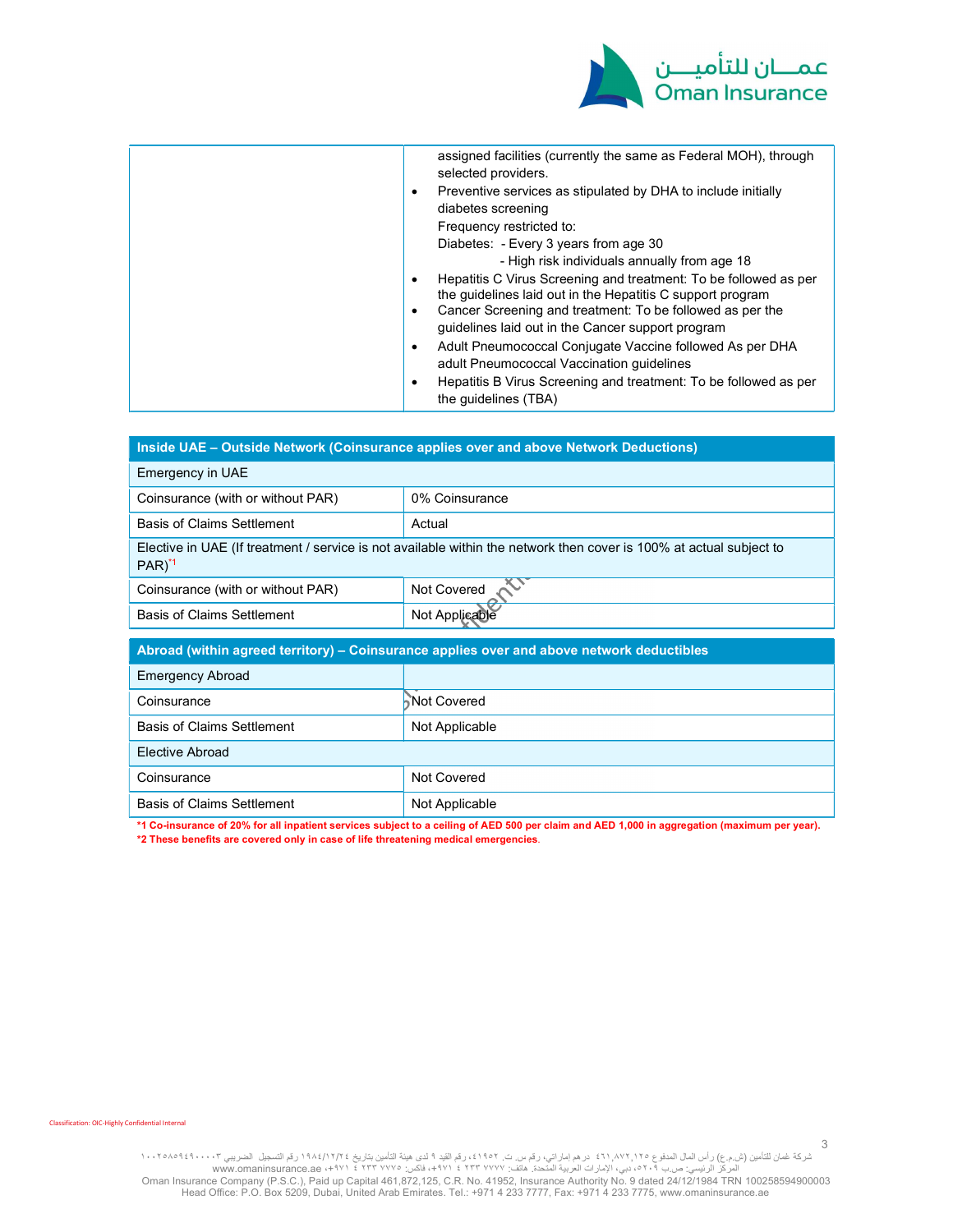| | |
|---|---|
| | assigned facilities (currently the same as Federal MOH), through selected providers.<br>• Preventive services as stipulated by DHA to include initially diabetes screening<br>Frequency restricted to:<br>Diabetes: - Every 3 years from age 30<br>- High risk individuals annually from age 18<br>• Hepatitis C Virus Screening and treatment: To be followed as per the guidelines laid out in the Hepatitis C support program<br>• Cancer Screening and treatment: To be followed as per the guidelines laid out in the Cancer support program<br>• Adult Pneumococcal Conjugate Vaccine followed As per DHA adult Pneumococcal Vaccination guidelines<br>• Hepatitis B Virus Screening and treatment: To be followed as per the guidelines (TBA) |

| **Inside UAE – Outside Network (Coinsurance applies over and above Network Deductions)** | |
|---|---|
| Emergency in UAE | |
| Coinsurance (with or without PAR) | 0% Coinsurance |
| Basis of Claims Settlement | Actual |
| Elective in UAE (If treatment / service is not available within the network then cover is 100% at actual subject to PAR)*1 | |
| Coinsurance (with or without PAR) | Not Covered |
| Basis of Claims Settlement | Not Applicable |

| **Abroad (within agreed territory) – Coinsurance applies over and above network deductibles** | |
|---|---|
| Emergency Abroad | |
| Coinsurance | Not Covered |
| Basis of Claims Settlement | Not Applicable |
| Elective Abroad | |
| Coinsurance | Not Covered |
| Basis of Claims Settlement | Not Applicable |

**\*1 Co-insurance of 20% for all inpatient services subject to a ceiling of AED 500 per claim and AED 1,000 in aggregation (maximum per year).**
**\*2 These benefits are covered only in case of life threatening medical emergencies.**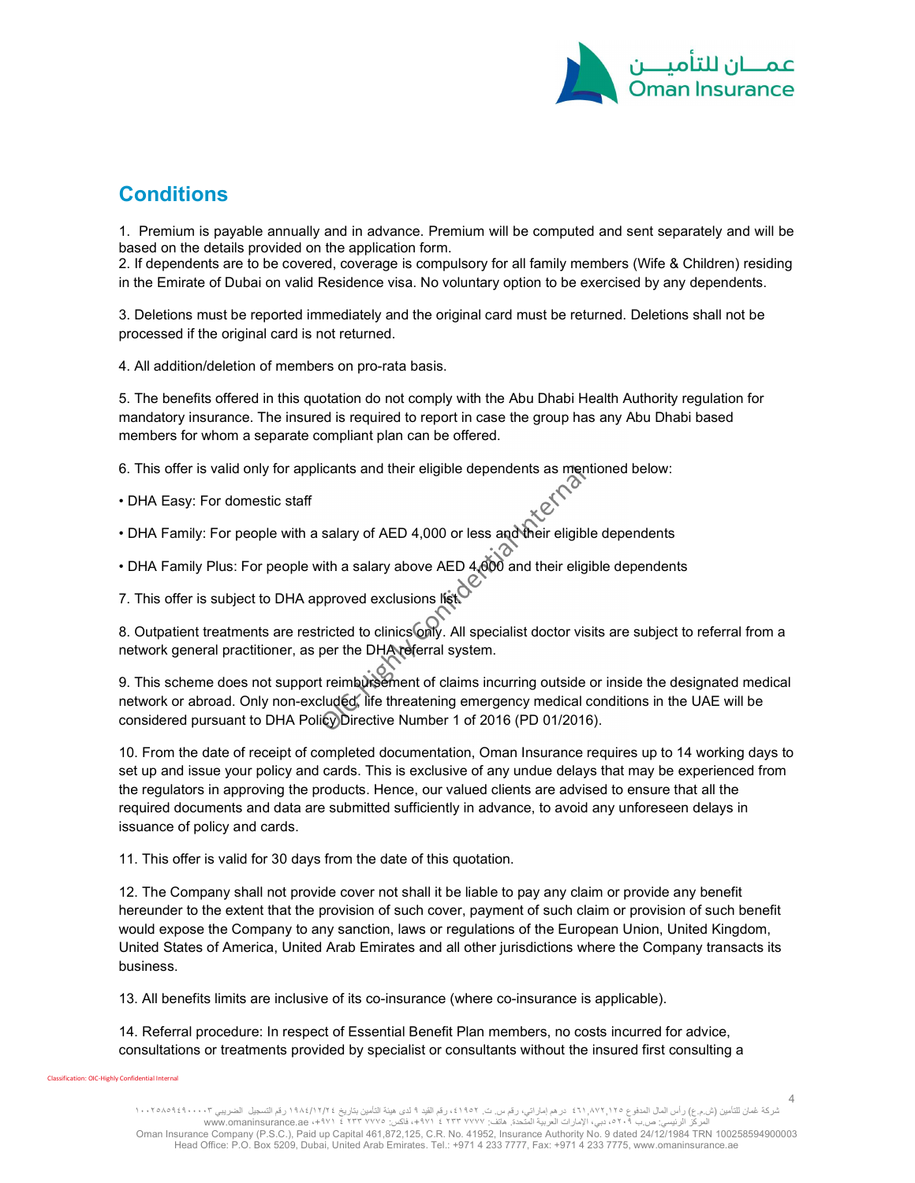## Conditions

1. Premium is payable annually and in advance. Premium will be computed and sent separately and will be based on the details provided on the application form.
2. If dependents are to be covered, coverage is compulsory for all family members (Wife & Children) residing in the Emirate of Dubai on valid Residence visa. No voluntary option to be exercised by any dependents.

3. Deletions must be reported immediately and the original card must be returned. Deletions shall not be processed if the original card is not returned.

4. All addition/deletion of members on pro-rata basis.

5. The benefits offered in this quotation do not comply with the Abu Dhabi Health Authority regulation for mandatory insurance. The insured is required to report in case the group has any Abu Dhabi based members for whom a separate compliant plan can be offered.

6. This offer is valid only for applicants and their eligible dependents as mentioned below:

- DHA Easy: For domestic staff
- DHA Family: For people with a salary of AED 4,000 or less and their eligible dependents
- DHA Family Plus: For people with a salary above AED 4,000 and their eligible dependents

7. This offer is subject to DHA approved exclusions list.

8. Outpatient treatments are restricted to clinics only. All specialist doctor visits are subject to referral from a network general practitioner, as per the DHA referral system.

9. This scheme does not support reimbursement of claims incurring outside or inside the designated medical network or abroad. Only non-excluded, life threatening emergency medical conditions in the UAE will be considered pursuant to DHA Policy Directive Number 1 of 2016 (PD 01/2016).

10. From the date of receipt of completed documentation, Oman Insurance requires up to 14 working days to set up and issue your policy and cards. This is exclusive of any undue delays that may be experienced from the regulators in approving the products. Hence, our valued clients are advised to ensure that all the required documents and data are submitted sufficiently in advance, to avoid any unforeseen delays in issuance of policy and cards.

11. This offer is valid for 30 days from the date of this quotation.

12. The Company shall not provide cover not shall it be liable to pay any claim or provide any benefit hereunder to the extent that the provision of such cover, payment of such claim or provision of such benefit would expose the Company to any sanction, laws or regulations of the European Union, United Kingdom, United States of America, United Arab Emirates and all other jurisdictions where the Company transacts its business.

13. All benefits limits are inclusive of its co-insurance (where co-insurance is applicable).

14. Referral procedure: In respect of Essential Benefit Plan members, no costs incurred for advice, consultations or treatments provided by specialist or consultants without the insured first consulting a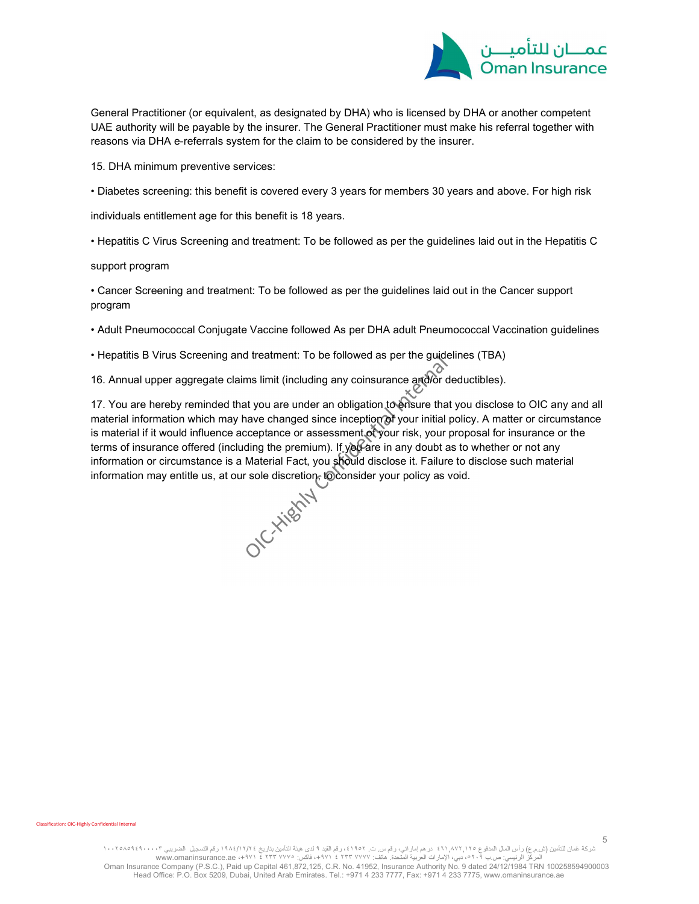General Practitioner (or equivalent, as designated by DHA) who is licensed by DHA or another competent UAE authority will be payable by the insurer. The General Practitioner must make his referral together with reasons via DHA e-referrals system for the claim to be considered by the insurer.

15. DHA minimum preventive services:

• Diabetes screening: this benefit is covered every 3 years for members 30 years and above. For high risk individuals entitlement age for this benefit is 18 years.

• Hepatitis C Virus Screening and treatment: To be followed as per the guidelines laid out in the Hepatitis C support program

• Cancer Screening and treatment: To be followed as per the guidelines laid out in the Cancer support program

• Adult Pneumococcal Conjugate Vaccine followed As per DHA adult Pneumococcal Vaccination guidelines

• Hepatitis B Virus Screening and treatment: To be followed as per the guidelines (TBA)

16. Annual upper aggregate claims limit (including any coinsurance and/or deductibles).

17. You are hereby reminded that you are under an obligation to ensure that you disclose to OIC any and all material information which may have changed since inception of your initial policy. A matter or circumstance is material if it would influence acceptance or assessment of your risk, your proposal for insurance or the terms of insurance offered (including the premium). If you are in any doubt as to whether or not any information or circumstance is a Material Fact, you should disclose it. Failure to disclose such material information may entitle us, at our sole discretion, to consider your policy as void.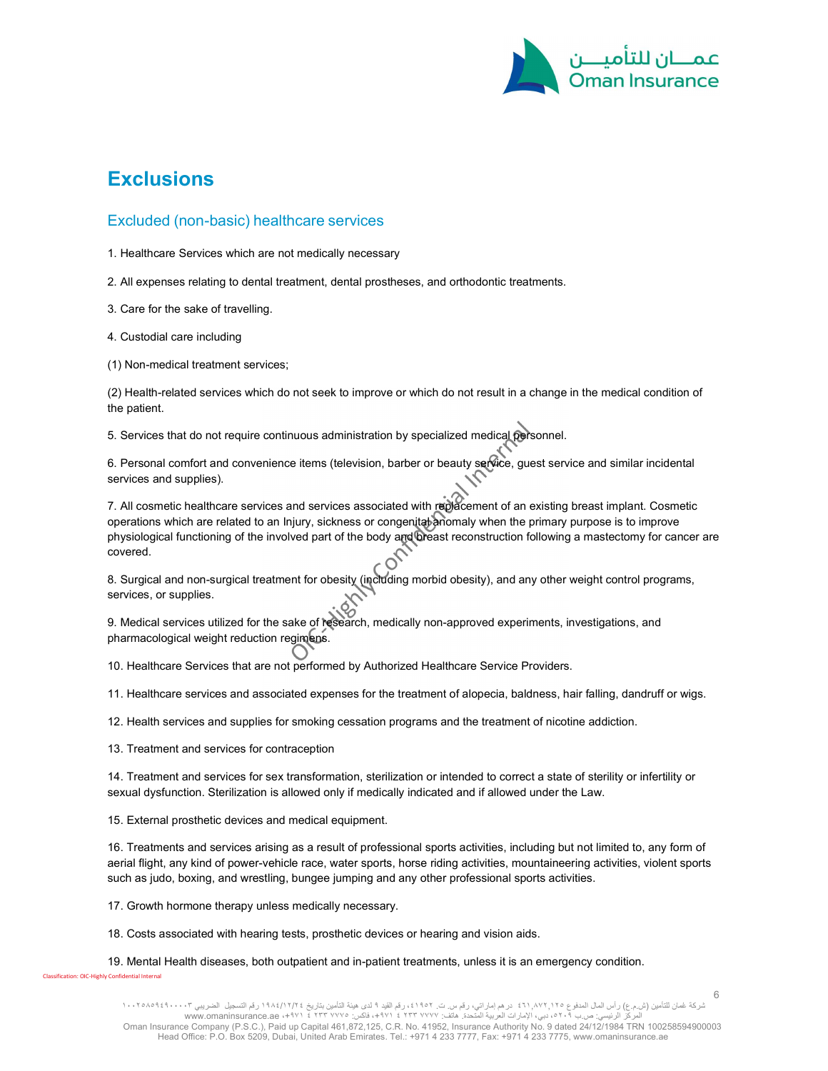# Exclusions

## Excluded (non-basic) healthcare services

1. Healthcare Services which are not medically necessary

2. All expenses relating to dental treatment, dental prostheses, and orthodontic treatments.

3. Care for the sake of travelling.

4. Custodial care including

(1) Non-medical treatment services;

(2) Health-related services which do not seek to improve or which do not result in a change in the medical condition of the patient.

5. Services that do not require continuous administration by specialized medical personnel.

6. Personal comfort and convenience items (television, barber or beauty service, guest service and similar incidental services and supplies).

7. All cosmetic healthcare services and services associated with replacement of an existing breast implant. Cosmetic operations which are related to an Injury, sickness or congenital anomaly when the primary purpose is to improve physiological functioning of the involved part of the body and breast reconstruction following a mastectomy for cancer are covered.

8. Surgical and non-surgical treatment for obesity (including morbid obesity), and any other weight control programs, services, or supplies.

9. Medical services utilized for the sake of research, medically non-approved experiments, investigations, and pharmacological weight reduction regimens.

10. Healthcare Services that are not performed by Authorized Healthcare Service Providers.

11. Healthcare services and associated expenses for the treatment of alopecia, baldness, hair falling, dandruff or wigs.

12. Health services and supplies for smoking cessation programs and the treatment of nicotine addiction.

13. Treatment and services for contraception

14. Treatment and services for sex transformation, sterilization or intended to correct a state of sterility or infertility or sexual dysfunction. Sterilization is allowed only if medically indicated and if allowed under the Law.

15. External prosthetic devices and medical equipment.

16. Treatments and services arising as a result of professional sports activities, including but not limited to, any form of aerial flight, any kind of power-vehicle race, water sports, horse riding activities, mountaineering activities, violent sports such as judo, boxing, and wrestling, bungee jumping and any other professional sports activities.

17. Growth hormone therapy unless medically necessary.

18. Costs associated with hearing tests, prosthetic devices or hearing and vision aids.

19. Mental Health diseases, both outpatient and in-patient treatments, unless it is an emergency condition.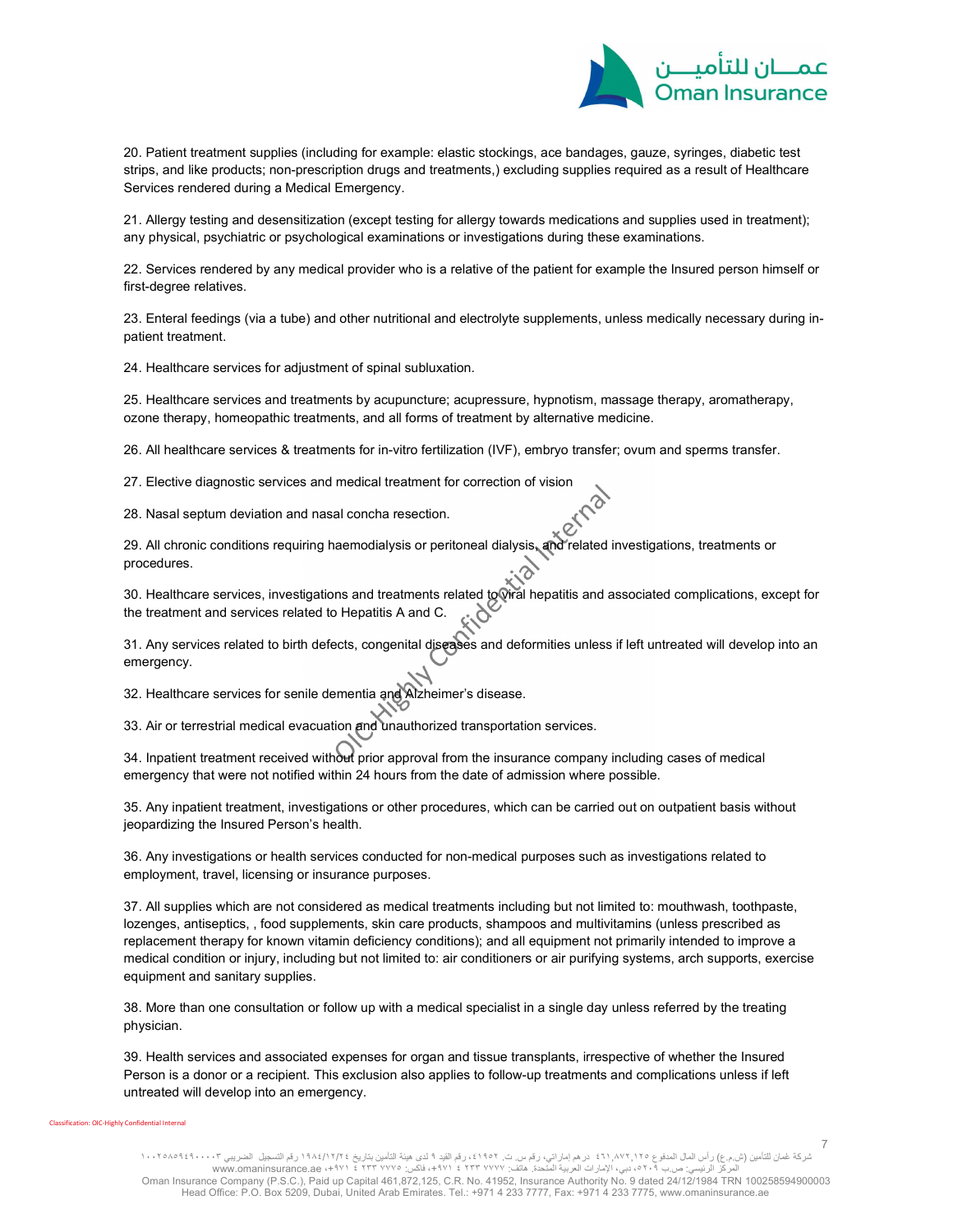20. Patient treatment supplies (including for example: elastic stockings, ace bandages, gauze, syringes, diabetic test strips, and like products; non-prescription drugs and treatments,) excluding supplies required as a result of Healthcare Services rendered during a Medical Emergency.

21. Allergy testing and desensitization (except testing for allergy towards medications and supplies used in treatment); any physical, psychiatric or psychological examinations or investigations during these examinations.

22. Services rendered by any medical provider who is a relative of the patient for example the Insured person himself or first-degree relatives.

23. Enteral feedings (via a tube) and other nutritional and electrolyte supplements, unless medically necessary during in-patient treatment.

24. Healthcare services for adjustment of spinal subluxation.

25. Healthcare services and treatments by acupuncture; acupressure, hypnotism, massage therapy, aromatherapy, ozone therapy, homeopathic treatments, and all forms of treatment by alternative medicine.

26. All healthcare services & treatments for in-vitro fertilization (IVF), embryo transfer; ovum and sperms transfer.

27. Elective diagnostic services and medical treatment for correction of vision

28. Nasal septum deviation and nasal concha resection.

29. All chronic conditions requiring haemodialysis or peritoneal dialysis, and related investigations, treatments or procedures.

30. Healthcare services, investigations and treatments related to viral hepatitis and associated complications, except for the treatment and services related to Hepatitis A and C.

31. Any services related to birth defects, congenital diseases and deformities unless if left untreated will develop into an emergency.

32. Healthcare services for senile dementia and Alzheimer's disease.

33. Air or terrestrial medical evacuation and unauthorized transportation services.

34. Inpatient treatment received without prior approval from the insurance company including cases of medical emergency that were not notified within 24 hours from the date of admission where possible.

35. Any inpatient treatment, investigations or other procedures, which can be carried out on outpatient basis without jeopardizing the Insured Person's health.

36. Any investigations or health services conducted for non-medical purposes such as investigations related to employment, travel, licensing or insurance purposes.

37. All supplies which are not considered as medical treatments including but not limited to: mouthwash, toothpaste, lozenges, antiseptics, , food supplements, skin care products, shampoos and multivitamins (unless prescribed as replacement therapy for known vitamin deficiency conditions); and all equipment not primarily intended to improve a medical condition or injury, including but not limited to: air conditioners or air purifying systems, arch supports, exercise equipment and sanitary supplies.

38. More than one consultation or follow up with a medical specialist in a single day unless referred by the treating physician.

39. Health services and associated expenses for organ and tissue transplants, irrespective of whether the Insured Person is a donor or a recipient. This exclusion also applies to follow-up treatments and complications unless if left untreated will develop into an emergency.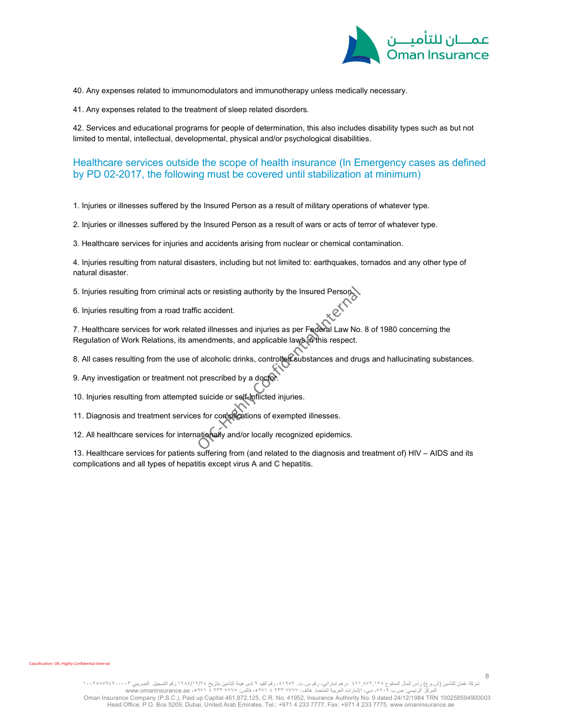40. Any expenses related to immunomodulators and immunotherapy unless medically necessary.

41. Any expenses related to the treatment of sleep related disorders.

42. Services and educational programs for people of determination, this also includes disability types such as but not limited to mental, intellectual, developmental, physical and/or psychological disabilities.

## Healthcare services outside the scope of health insurance (In Emergency cases as defined by PD 02-2017, the following must be covered until stabilization at minimum)

1. Injuries or illnesses suffered by the Insured Person as a result of military operations of whatever type.

2. Injuries or illnesses suffered by the Insured Person as a result of wars or acts of terror of whatever type.

3. Healthcare services for injuries and accidents arising from nuclear or chemical contamination.

4. Injuries resulting from natural disasters, including but not limited to: earthquakes, tornados and any other type of natural disaster.

5. Injuries resulting from criminal acts or resisting authority by the Insured Person.

6. Injuries resulting from a road traffic accident.

7. Healthcare services for work related illnesses and injuries as per Federal Law No. 8 of 1980 concerning the Regulation of Work Relations, its amendments, and applicable laws in this respect.

8. All cases resulting from the use of alcoholic drinks, controlled substances and drugs and hallucinating substances.

9. Any investigation or treatment not prescribed by a doctor.

10. Injuries resulting from attempted suicide or self-inflicted injuries.

11. Diagnosis and treatment services for complications of exempted illnesses.

12. All healthcare services for internationally and/or locally recognized epidemics.

13. Healthcare services for patients suffering from (and related to the diagnosis and treatment of) HIV – AIDS and its complications and all types of hepatitis except virus A and C hepatitis.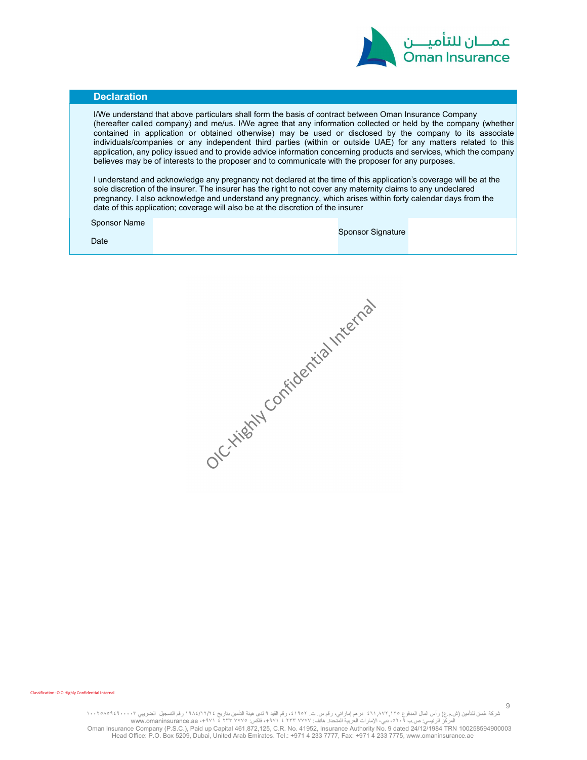## Declaration

I/We understand that above particulars shall form the basis of contract between Oman Insurance Company (hereafter called company) and me/us. I/We agree that any information collected or held by the company (whether contained in application or obtained otherwise) may be used or disclosed by the company to its associate individuals/companies or any independent third parties (within or outside UAE) for any matters related to this application, any policy issued and to provide advice information concerning products and services, which the company believes may be of interests to the proposer and to communicate with the proposer for any purposes.

I understand and acknowledge any pregnancy not declared at the time of this application's coverage will be at the sole discretion of the insurer. The insurer has the right to not cover any maternity claims to any undeclared pregnancy. I also acknowledge and understand any pregnancy, which arises within forty calendar days from the date of this application; coverage will also be at the discretion of the insurer

| | | | |
|---|---|---|---|
| Sponsor Name | | Sponsor Signature | |
| Date | | | |

OIC-Highly Confidential Internal

Classification: OIC-Highly Confidential Internal

شركة عمان للتأمين (ش.م.ع) رأس المال المدفوع ٤٦١,٨٧٢,١٢٥ درهم إماراتي، رقم س. ت. ٤١٩٥٢، رقم القيد ٩ لدى هيئة التأمين بتاريخ ١٩٨٤/١٢/٢٤ رقم التسجيل الضريبي ١٠٠٢٥٨٥٩٤٩٠٠٠٠٣
المركز الرئيسي: ص.ب ٥٢٠٩، دبي، الإمارات العربية المتحدة. هاتف: ٧٧٧٧ ٢٣٣ ٤ ٩٧١+، فاكس: ٧٧٧٥ ٢٣٣ ٤ ٩٧١+ www.omaninsurance.ae

Oman Insurance Company (P.S.C.), Paid up Capital 461,872,125, C.R. No. 41952, Insurance Authority No. 9 dated 24/12/1984 TRN 100258594900003
Head Office: P.O. Box 5209, Dubai, United Arab Emirates. Tel.: +971 4 233 7777, Fax: +971 4 233 7775, www.omaninsurance.ae